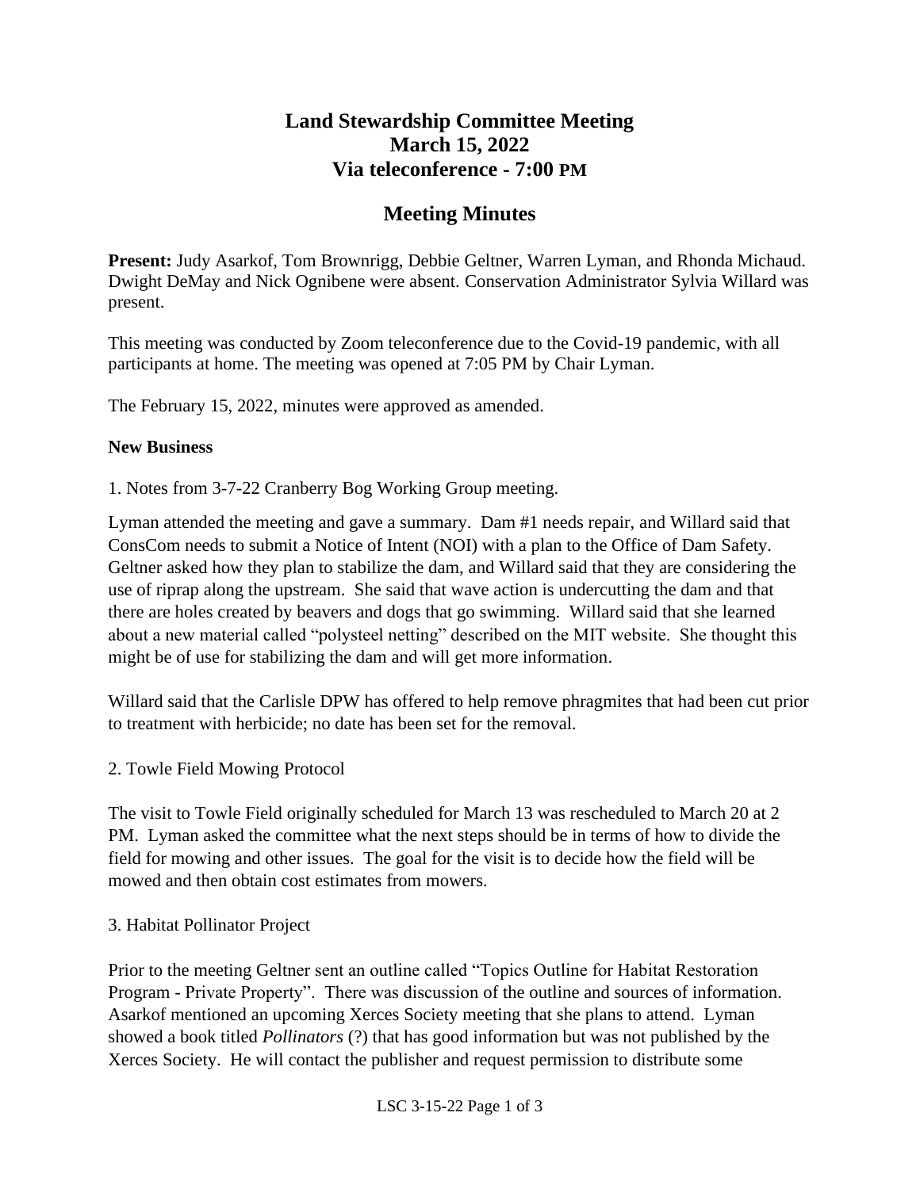# Land Stewardship Committee Meeting
# March 15, 2022
# Via teleconference - 7:00 PM

## Meeting Minutes

**Present:** Judy Asarkof, Tom Brownrigg, Debbie Geltner, Warren Lyman, and Rhonda Michaud. Dwight DeMay and Nick Ognibene were absent. Conservation Administrator Sylvia Willard was present.

This meeting was conducted by Zoom teleconference due to the Covid-19 pandemic, with all participants at home. The meeting was opened at 7:05 PM by Chair Lyman.

The February 15, 2022, minutes were approved as amended.

**New Business**

1. Notes from 3-7-22 Cranberry Bog Working Group meeting.

Lyman attended the meeting and gave a summary. Dam #1 needs repair, and Willard said that ConsCom needs to submit a Notice of Intent (NOI) with a plan to the Office of Dam Safety. Geltner asked how they plan to stabilize the dam, and Willard said that they are considering the use of riprap along the upstream. She said that wave action is undercutting the dam and that there are holes created by beavers and dogs that go swimming. Willard said that she learned about a new material called "polysteel netting" described on the MIT website. She thought this might be of use for stabilizing the dam and will get more information.

Willard said that the Carlisle DPW has offered to help remove phragmites that had been cut prior to treatment with herbicide; no date has been set for the removal.

2. Towle Field Mowing Protocol

The visit to Towle Field originally scheduled for March 13 was rescheduled to March 20 at 2 PM. Lyman asked the committee what the next steps should be in terms of how to divide the field for mowing and other issues. The goal for the visit is to decide how the field will be mowed and then obtain cost estimates from mowers.

3. Habitat Pollinator Project

Prior to the meeting Geltner sent an outline called "Topics Outline for Habitat Restoration Program - Private Property". There was discussion of the outline and sources of information. Asarkof mentioned an upcoming Xerces Society meeting that she plans to attend. Lyman showed a book titled *Pollinators* (?) that has good information but was not published by the Xerces Society. He will contact the publisher and request permission to distribute some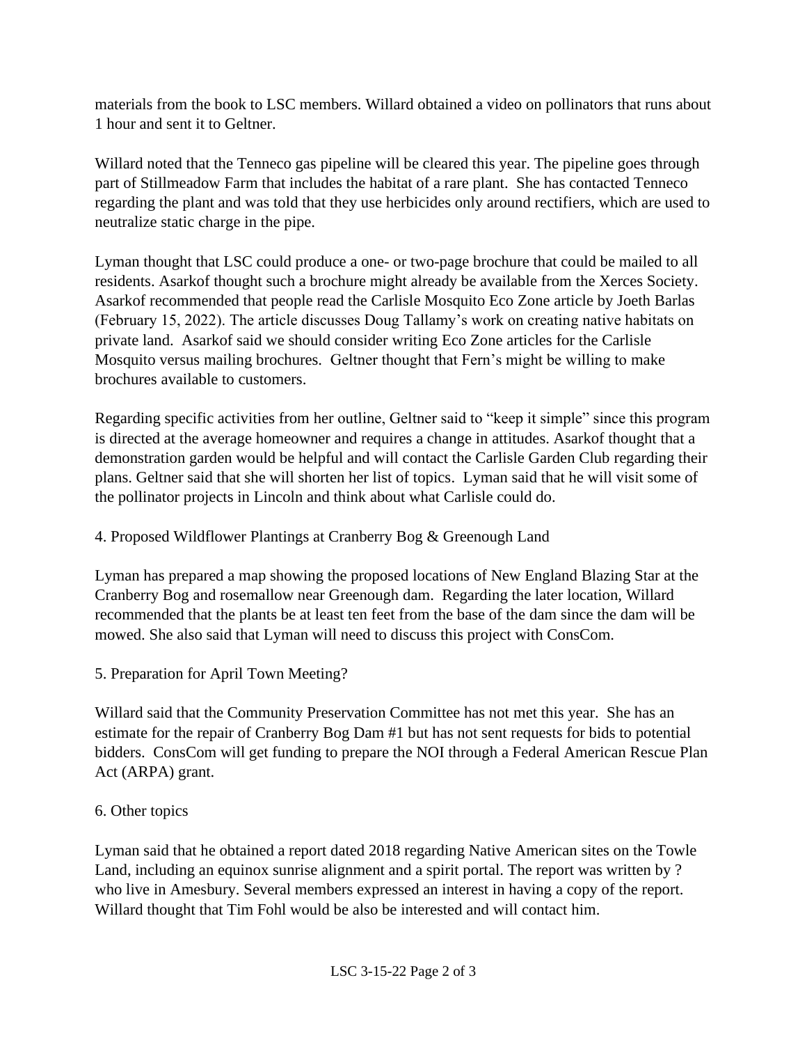materials from the book to LSC members. Willard obtained a video on pollinators that runs about 1 hour and sent it to Geltner.

Willard noted that the Tenneco gas pipeline will be cleared this year. The pipeline goes through part of Stillmeadow Farm that includes the habitat of a rare plant. She has contacted Tenneco regarding the plant and was told that they use herbicides only around rectifiers, which are used to neutralize static charge in the pipe.

Lyman thought that LSC could produce a one- or two-page brochure that could be mailed to all residents. Asarkof thought such a brochure might already be available from the Xerces Society. Asarkof recommended that people read the Carlisle Mosquito Eco Zone article by Joeth Barlas (February 15, 2022). The article discusses Doug Tallamy's work on creating native habitats on private land. Asarkof said we should consider writing Eco Zone articles for the Carlisle Mosquito versus mailing brochures. Geltner thought that Fern's might be willing to make brochures available to customers.

Regarding specific activities from her outline, Geltner said to "keep it simple" since this program is directed at the average homeowner and requires a change in attitudes. Asarkof thought that a demonstration garden would be helpful and will contact the Carlisle Garden Club regarding their plans. Geltner said that she will shorten her list of topics. Lyman said that he will visit some of the pollinator projects in Lincoln and think about what Carlisle could do.

4. Proposed Wildflower Plantings at Cranberry Bog & Greenough Land

Lyman has prepared a map showing the proposed locations of New England Blazing Star at the Cranberry Bog and rosemallow near Greenough dam. Regarding the later location, Willard recommended that the plants be at least ten feet from the base of the dam since the dam will be mowed. She also said that Lyman will need to discuss this project with ConsCom.

5. Preparation for April Town Meeting?

Willard said that the Community Preservation Committee has not met this year. She has an estimate for the repair of Cranberry Bog Dam #1 but has not sent requests for bids to potential bidders. ConsCom will get funding to prepare the NOI through a Federal American Rescue Plan Act (ARPA) grant.

6. Other topics

Lyman said that he obtained a report dated 2018 regarding Native American sites on the Towle Land, including an equinox sunrise alignment and a spirit portal. The report was written by ? who live in Amesbury. Several members expressed an interest in having a copy of the report. Willard thought that Tim Fohl would be also be interested and will contact him.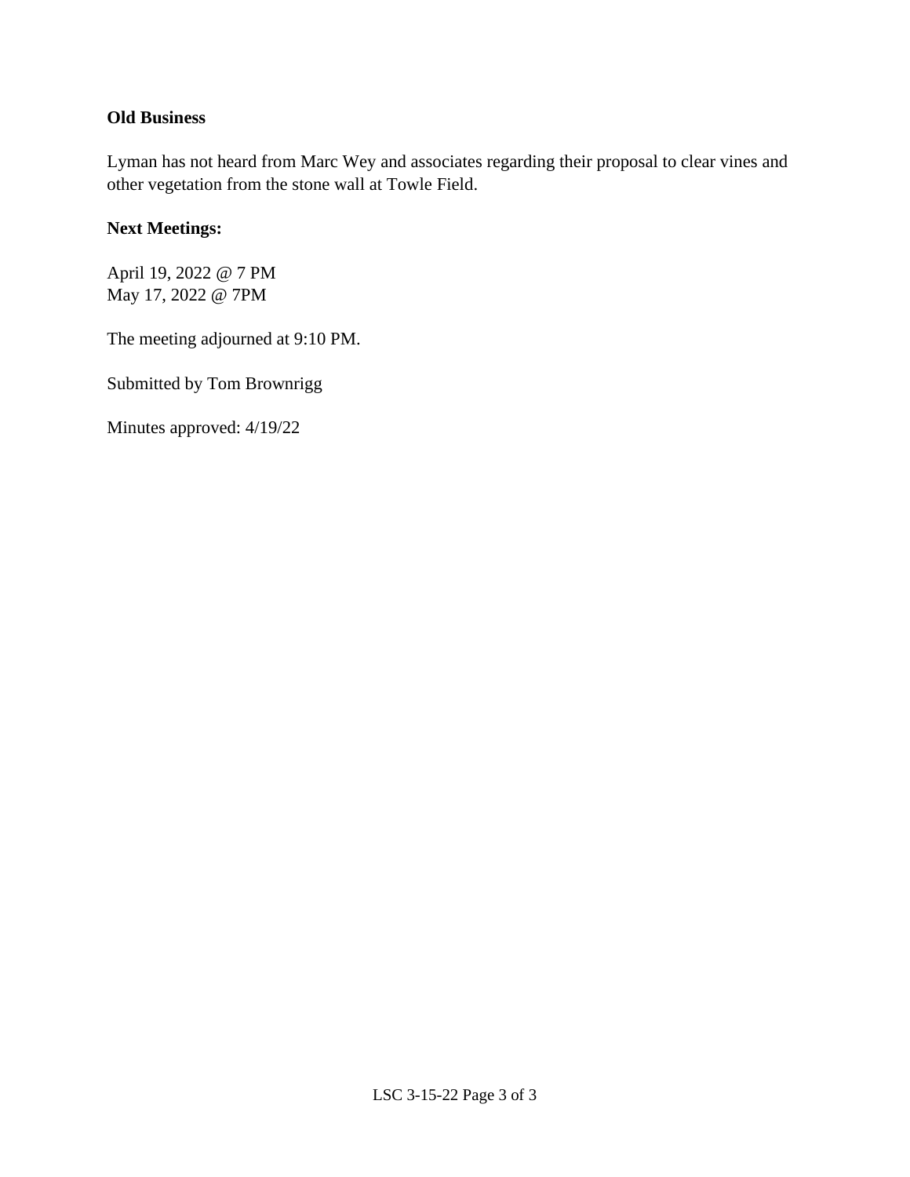**Old Business**

Lyman has not heard from Marc Wey and associates regarding their proposal to clear vines and other vegetation from the stone wall at Towle Field.

**Next Meetings:**

April 19, 2022 @ 7 PM
May 17, 2022 @ 7PM

The meeting adjourned at 9:10 PM.

Submitted by Tom Brownrigg

Minutes approved: 4/19/22